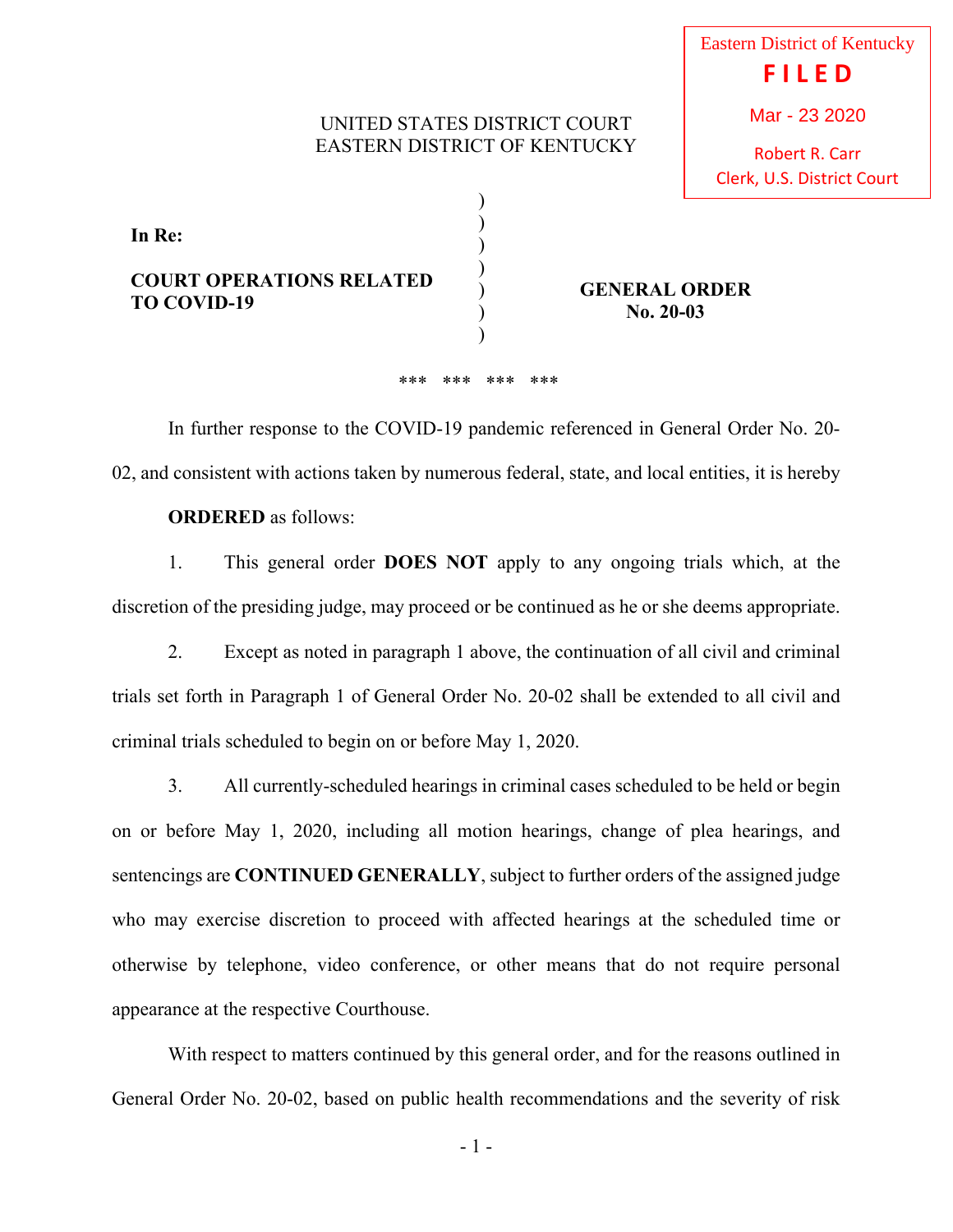Eastern District of Kentucky
**FILED**
Mar - 23 2020
Robert R. Carr
Clerk, U.S. District Court

UNITED STATES DISTRICT COURT
EASTERN DISTRICT OF KENTUCKY

**In Re:**

**COURT OPERATIONS RELATED TO COVID-19**

**GENERAL ORDER**
**No. 20-03**

\*\*\* \*\*\* \*\*\* \*\*\*

In further response to the COVID-19 pandemic referenced in General Order No. 20-02, and consistent with actions taken by numerous federal, state, and local entities, it is hereby

**ORDERED** as follows:

1. This general order **DOES NOT** apply to any ongoing trials which, at the discretion of the presiding judge, may proceed or be continued as he or she deems appropriate.

2. Except as noted in paragraph 1 above, the continuation of all civil and criminal trials set forth in Paragraph 1 of General Order No. 20-02 shall be extended to all civil and criminal trials scheduled to begin on or before May 1, 2020.

3. All currently-scheduled hearings in criminal cases scheduled to be held or begin on or before May 1, 2020, including all motion hearings, change of plea hearings, and sentencings are **CONTINUED GENERALLY**, subject to further orders of the assigned judge who may exercise discretion to proceed with affected hearings at the scheduled time or otherwise by telephone, video conference, or other means that do not require personal appearance at the respective Courthouse.

With respect to matters continued by this general order, and for the reasons outlined in General Order No. 20-02, based on public health recommendations and the severity of risk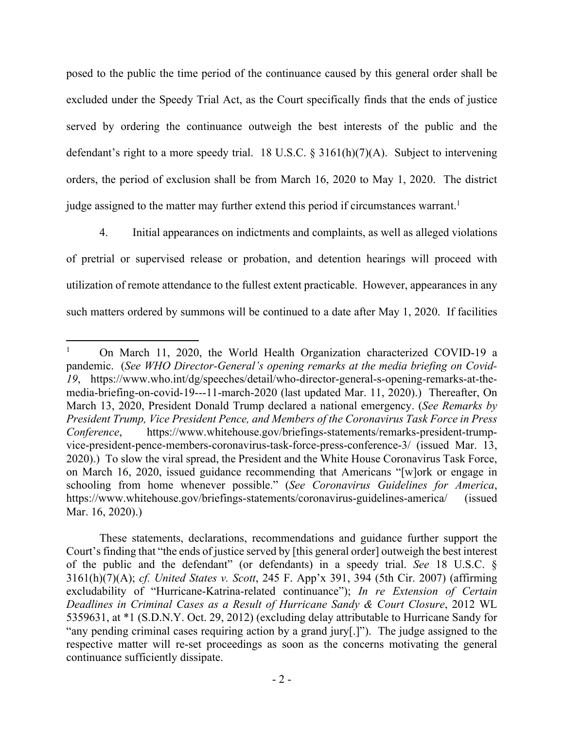posed to the public the time period of the continuance caused by this general order shall be excluded under the Speedy Trial Act, as the Court specifically finds that the ends of justice served by ordering the continuance outweigh the best interests of the public and the defendant's right to a more speedy trial. 18 U.S.C. § 3161(h)(7)(A). Subject to intervening orders, the period of exclusion shall be from March 16, 2020 to May 1, 2020. The district judge assigned to the matter may further extend this period if circumstances warrant.[1]

4. Initial appearances on indictments and complaints, as well as alleged violations of pretrial or supervised release or probation, and detention hearings will proceed with utilization of remote attendance to the fullest extent practicable. However, appearances in any such matters ordered by summons will be continued to a date after May 1, 2020. If facilities

---

[1] On March 11, 2020, the World Health Organization characterized COVID-19 a pandemic. (*See WHO Director-General's opening remarks at the media briefing on Covid-19*, https://www.who.int/dg/speeches/detail/who-director-general-s-opening-remarks-at-the-media-briefing-on-covid-19---11-march-2020 (last updated Mar. 11, 2020).) Thereafter, On March 13, 2020, President Donald Trump declared a national emergency. (*See Remarks by President Trump, Vice President Pence, and Members of the Coronavirus Task Force in Press Conference*, https://www.whitehouse.gov/briefings-statements/remarks-president-trump-vice-president-pence-members-coronavirus-task-force-press-conference-3/ (issued Mar. 13, 2020).) To slow the viral spread, the President and the White House Coronavirus Task Force, on March 16, 2020, issued guidance recommending that Americans "[w]ork or engage in schooling from home whenever possible." (*See Coronavirus Guidelines for America*, https://www.whitehouse.gov/briefings-statements/coronavirus-guidelines-america/ (issued Mar. 16, 2020).)

These statements, declarations, recommendations and guidance further support the Court's finding that "the ends of justice served by [this general order] outweigh the best interest of the public and the defendant" (or defendants) in a speedy trial. *See* 18 U.S.C. § 3161(h)(7)(A); *cf. United States v. Scott*, 245 F. App'x 391, 394 (5th Cir. 2007) (affirming excludability of "Hurricane-Katrina-related continuance"); *In re Extension of Certain Deadlines in Criminal Cases as a Result of Hurricane Sandy & Court Closure*, 2012 WL 5359631, at *1 (S.D.N.Y. Oct. 29, 2012) (excluding delay attributable to Hurricane Sandy for "any pending criminal cases requiring action by a grand jury[.]"). The judge assigned to the respective matter will re-set proceedings as soon as the concerns motivating the general continuance sufficiently dissipate.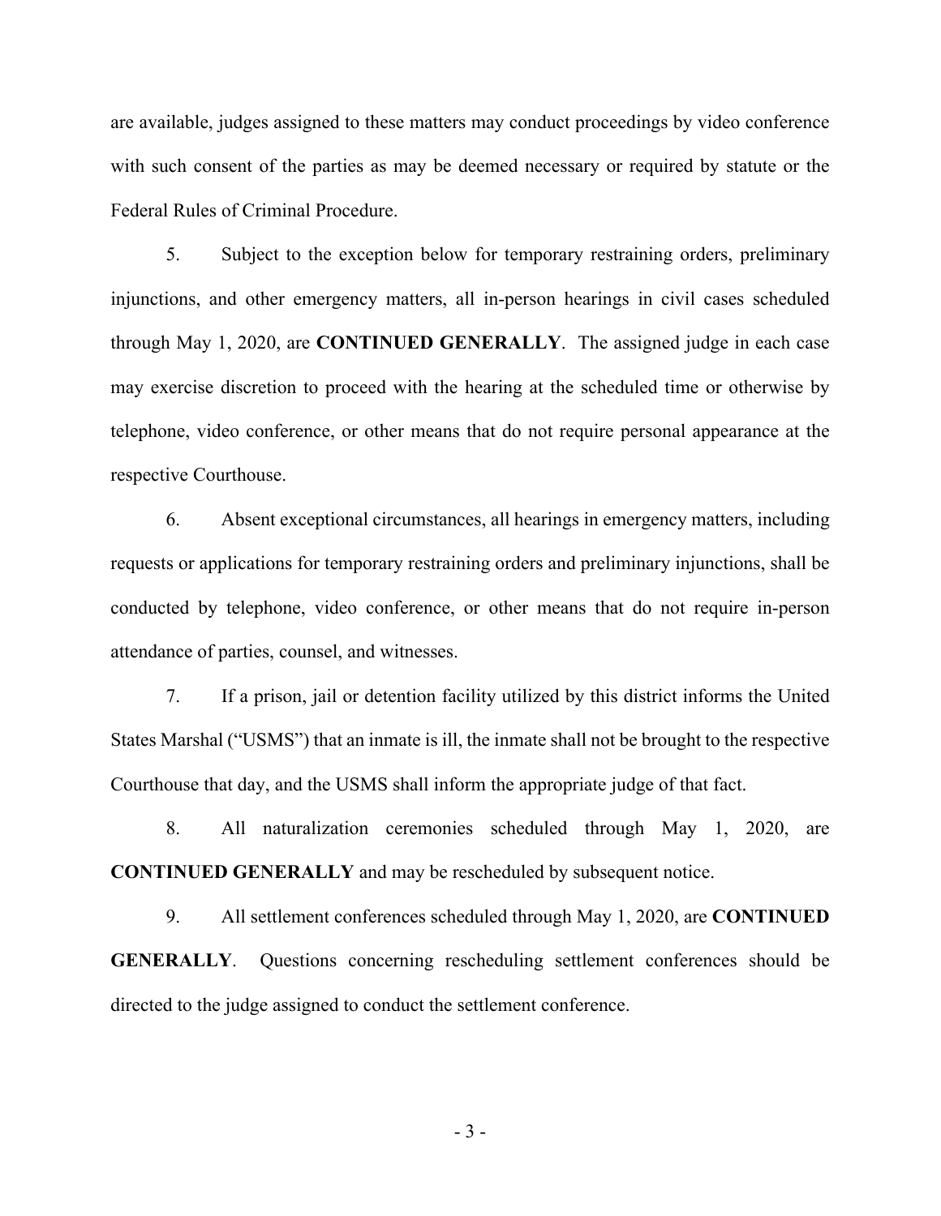are available, judges assigned to these matters may conduct proceedings by video conference with such consent of the parties as may be deemed necessary or required by statute or the Federal Rules of Criminal Procedure.

5. Subject to the exception below for temporary restraining orders, preliminary injunctions, and other emergency matters, all in-person hearings in civil cases scheduled through May 1, 2020, are **CONTINUED GENERALLY**. The assigned judge in each case may exercise discretion to proceed with the hearing at the scheduled time or otherwise by telephone, video conference, or other means that do not require personal appearance at the respective Courthouse.

6. Absent exceptional circumstances, all hearings in emergency matters, including requests or applications for temporary restraining orders and preliminary injunctions, shall be conducted by telephone, video conference, or other means that do not require in-person attendance of parties, counsel, and witnesses.

7. If a prison, jail or detention facility utilized by this district informs the United States Marshal ("USMS") that an inmate is ill, the inmate shall not be brought to the respective Courthouse that day, and the USMS shall inform the appropriate judge of that fact.

8. All naturalization ceremonies scheduled through May 1, 2020, are **CONTINUED GENERALLY** and may be rescheduled by subsequent notice.

9. All settlement conferences scheduled through May 1, 2020, are **CONTINUED GENERALLY**. Questions concerning rescheduling settlement conferences should be directed to the judge assigned to conduct the settlement conference.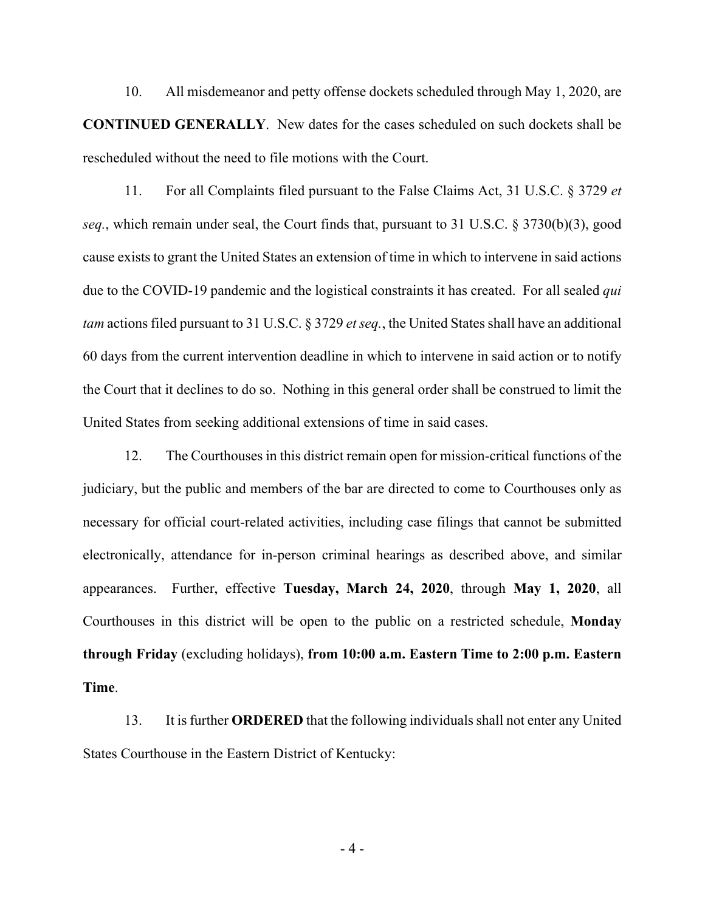10. All misdemeanor and petty offense dockets scheduled through May 1, 2020, are **CONTINUED GENERALLY**. New dates for the cases scheduled on such dockets shall be rescheduled without the need to file motions with the Court.

11. For all Complaints filed pursuant to the False Claims Act, 31 U.S.C. § 3729 *et seq.*, which remain under seal, the Court finds that, pursuant to 31 U.S.C. § 3730(b)(3), good cause exists to grant the United States an extension of time in which to intervene in said actions due to the COVID-19 pandemic and the logistical constraints it has created. For all sealed *qui tam* actions filed pursuant to 31 U.S.C. § 3729 *et seq.*, the United States shall have an additional 60 days from the current intervention deadline in which to intervene in said action or to notify the Court that it declines to do so. Nothing in this general order shall be construed to limit the United States from seeking additional extensions of time in said cases.

12. The Courthouses in this district remain open for mission-critical functions of the judiciary, but the public and members of the bar are directed to come to Courthouses only as necessary for official court-related activities, including case filings that cannot be submitted electronically, attendance for in-person criminal hearings as described above, and similar appearances. Further, effective **Tuesday, March 24, 2020**, through **May 1, 2020**, all Courthouses in this district will be open to the public on a restricted schedule, **Monday through Friday** (excluding holidays), **from 10:00 a.m. Eastern Time to 2:00 p.m. Eastern Time**.

13. It is further **ORDERED** that the following individuals shall not enter any United States Courthouse in the Eastern District of Kentucky: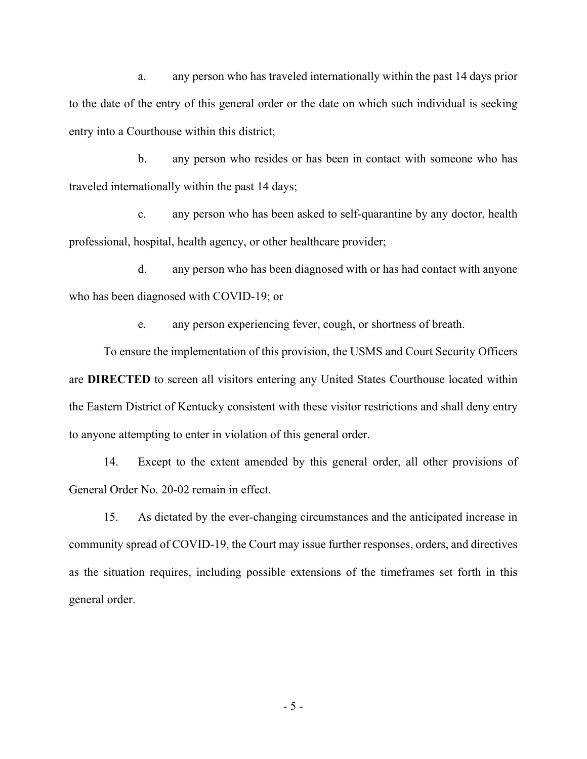a. any person who has traveled internationally within the past 14 days prior to the date of the entry of this general order or the date on which such individual is seeking entry into a Courthouse within this district;

b. any person who resides or has been in contact with someone who has traveled internationally within the past 14 days;

c. any person who has been asked to self-quarantine by any doctor, health professional, hospital, health agency, or other healthcare provider;

d. any person who has been diagnosed with or has had contact with anyone who has been diagnosed with COVID-19; or

e. any person experiencing fever, cough, or shortness of breath.

To ensure the implementation of this provision, the USMS and Court Security Officers are **DIRECTED** to screen all visitors entering any United States Courthouse located within the Eastern District of Kentucky consistent with these visitor restrictions and shall deny entry to anyone attempting to enter in violation of this general order.

14. Except to the extent amended by this general order, all other provisions of General Order No. 20-02 remain in effect.

15. As dictated by the ever-changing circumstances and the anticipated increase in community spread of COVID-19, the Court may issue further responses, orders, and directives as the situation requires, including possible extensions of the timeframes set forth in this general order.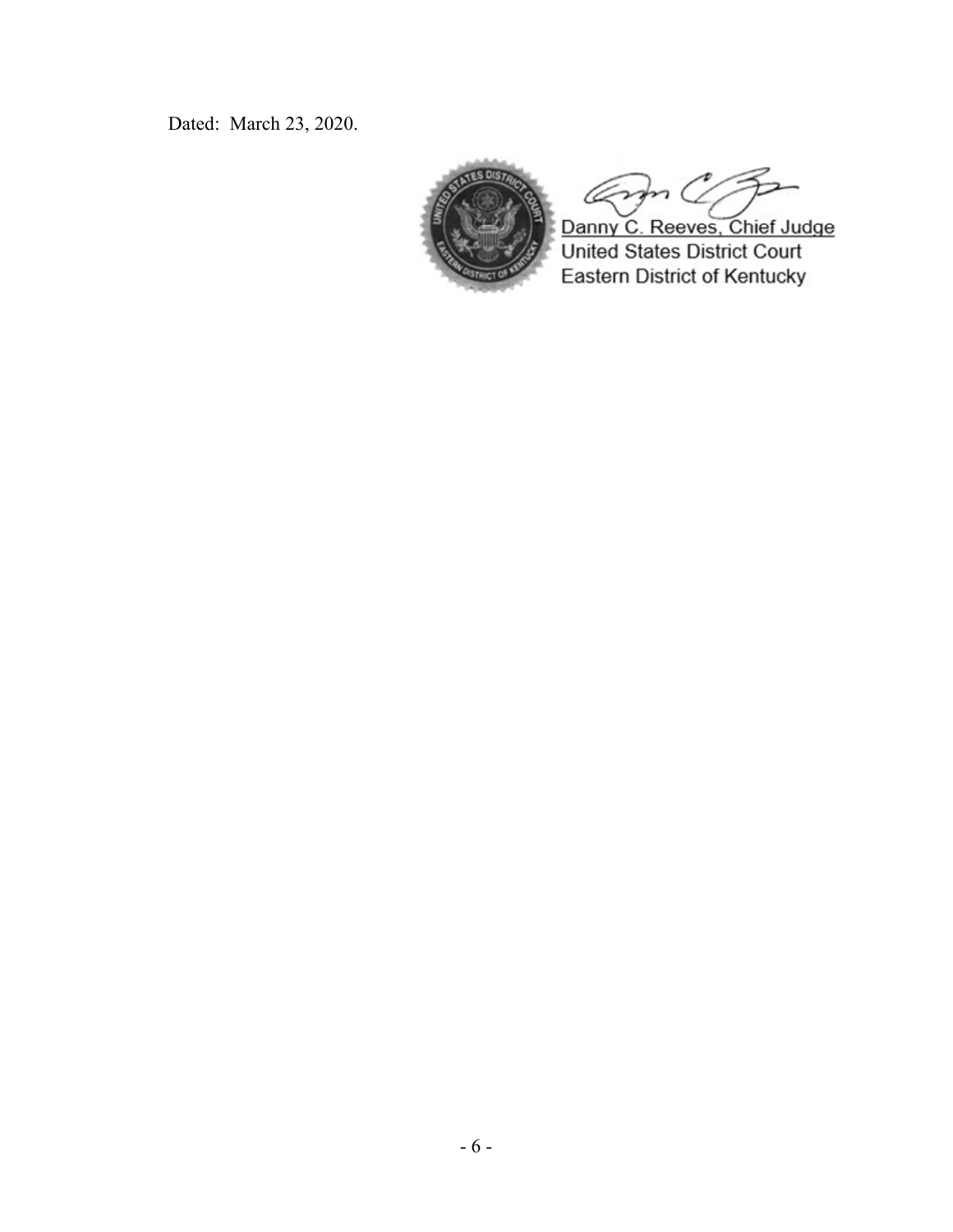Dated: March 23, 2020.

Danny C. Reeves, Chief Judge
United States District Court
Eastern District of Kentucky